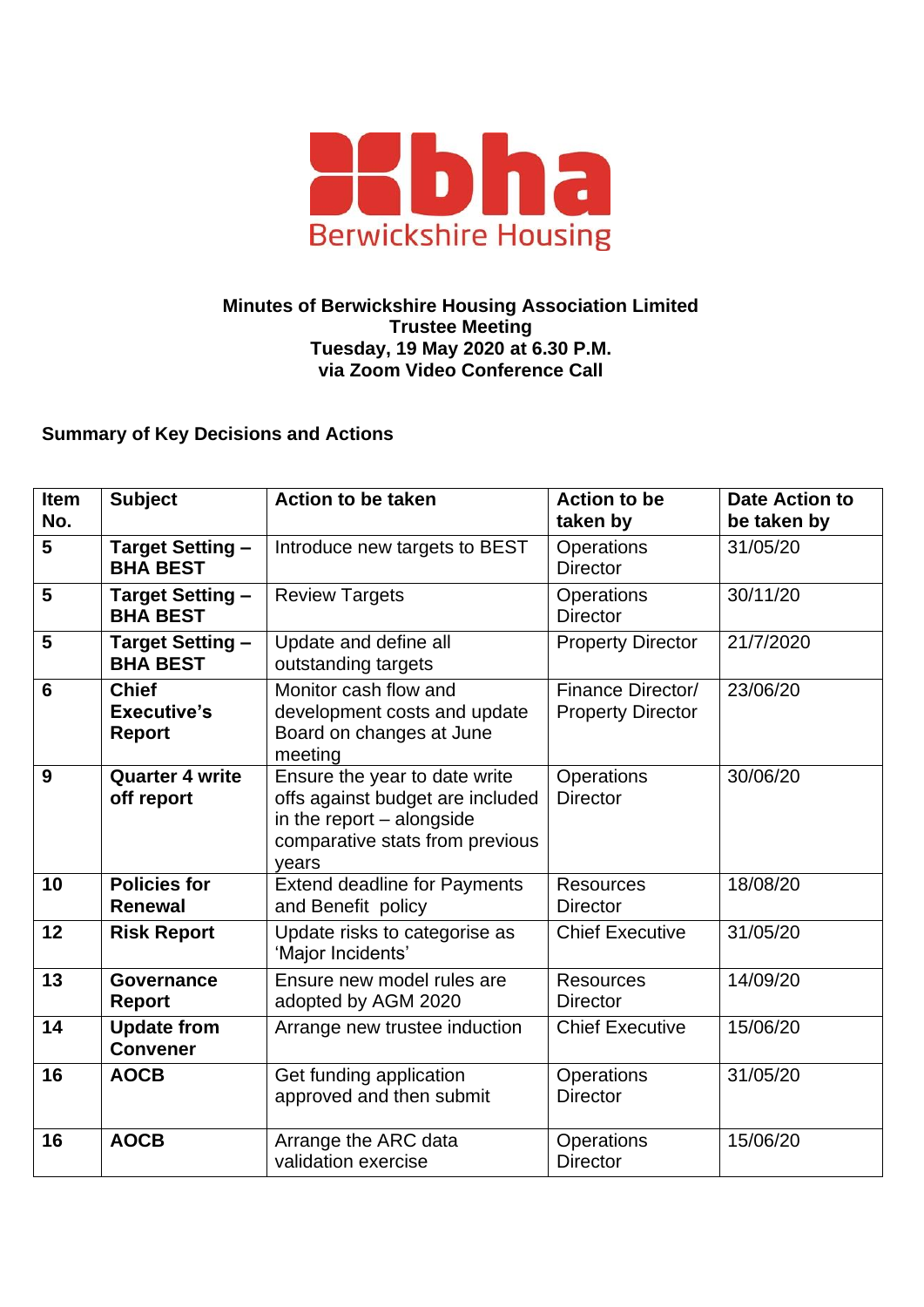bha
Berwickshire Housing

**Minutes of Berwickshire Housing Association Limited**
**Trustee Meeting**
**Tuesday, 19 May 2020 at 6.30 P.M.**
**via Zoom Video Conference Call**

**Summary of Key Decisions and Actions**

| Item No. | Subject | Action to be taken | Action to be taken by | Date Action to be taken by |
|---|---|---|---|---|
| **5** | **Target Setting – BHA BEST** | Introduce new targets to BEST | Operations Director | 31/05/20 |
| **5** | **Target Setting – BHA BEST** | Review Targets | Operations Director | 30/11/20 |
| **5** | **Target Setting – BHA BEST** | Update and define all outstanding targets | Property Director | 21/7/2020 |
| **6** | **Chief Executive's Report** | Monitor cash flow and development costs and update Board on changes at June meeting | Finance Director/ Property Director | 23/06/20 |
| **9** | **Quarter 4 write off report** | Ensure the year to date write offs against budget are included in the report – alongside comparative stats from previous years | Operations Director | 30/06/20 |
| **10** | **Policies for Renewal** | Extend deadline for Payments and Benefit policy | Resources Director | 18/08/20 |
| **12** | **Risk Report** | Update risks to categorise as 'Major Incidents' | Chief Executive | 31/05/20 |
| **13** | **Governance Report** | Ensure new model rules are adopted by AGM 2020 | Resources Director | 14/09/20 |
| **14** | **Update from Convener** | Arrange new trustee induction | Chief Executive | 15/06/20 |
| **16** | **AOCB** | Get funding application approved and then submit | Operations Director | 31/05/20 |
| **16** | **AOCB** | Arrange the ARC data validation exercise | Operations Director | 15/06/20 |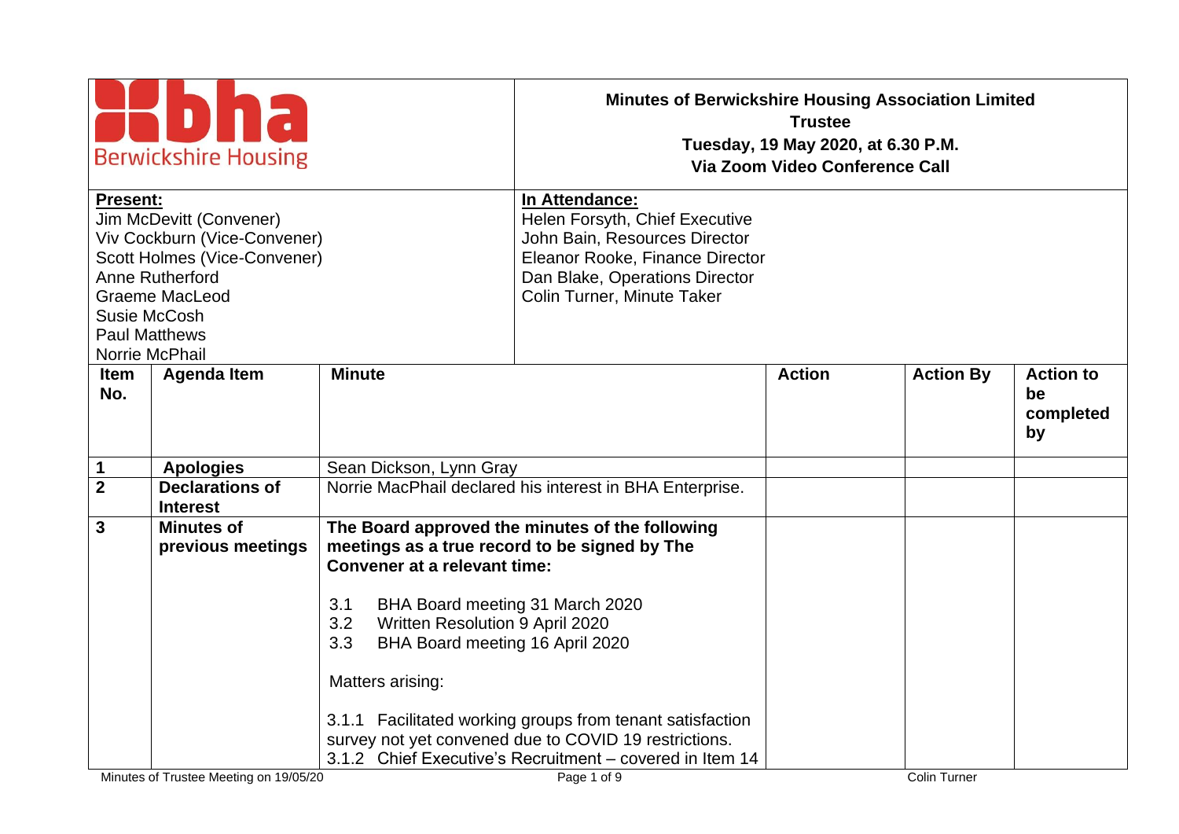# Minutes of Berwickshire Housing Association Limited

**Trustee**
**Tuesday, 19 May 2020, at 6.30 P.M.**
**Via Zoom Video Conference Call**

Berwickshire Housing

| **Present:** | **In Attendance:** |
|---|---|
| Jim McDevitt (Convener) | Helen Forsyth, Chief Executive |
| Viv Cockburn (Vice-Convener) | John Bain, Resources Director |
| Scott Holmes (Vice-Convener) | Eleanor Rooke, Finance Director |
| Anne Rutherford | Dan Blake, Operations Director |
| Graeme MacLeod | Colin Turner, Minute Taker |
| Susie McCosh | |
| Paul Matthews | |
| Norrie McPhail | |

| Item No. | Agenda Item | Minute | Action | Action By | Action to be completed by |
|---|---|---|---|---|---|
| 1 | **Apologies** | Sean Dickson, Lynn Gray | | | |
| 2 | **Declarations of Interest** | Norrie MacPhail declared his interest in BHA Enterprise. | | | |
| 3 | **Minutes of previous meetings** | **The Board approved the minutes of the following meetings as a true record to be signed by The Convener at a relevant time:**<br><br>3.1 BHA Board meeting 31 March 2020<br>3.2 Written Resolution 9 April 2020<br>3.3 BHA Board meeting 16 April 2020<br><br>Matters arising:<br><br>3.1.1 Facilitated working groups from tenant satisfaction survey not yet convened due to COVID 19 restrictions.<br>3.1.2 Chief Executive's Recruitment – covered in Item 14 | | | |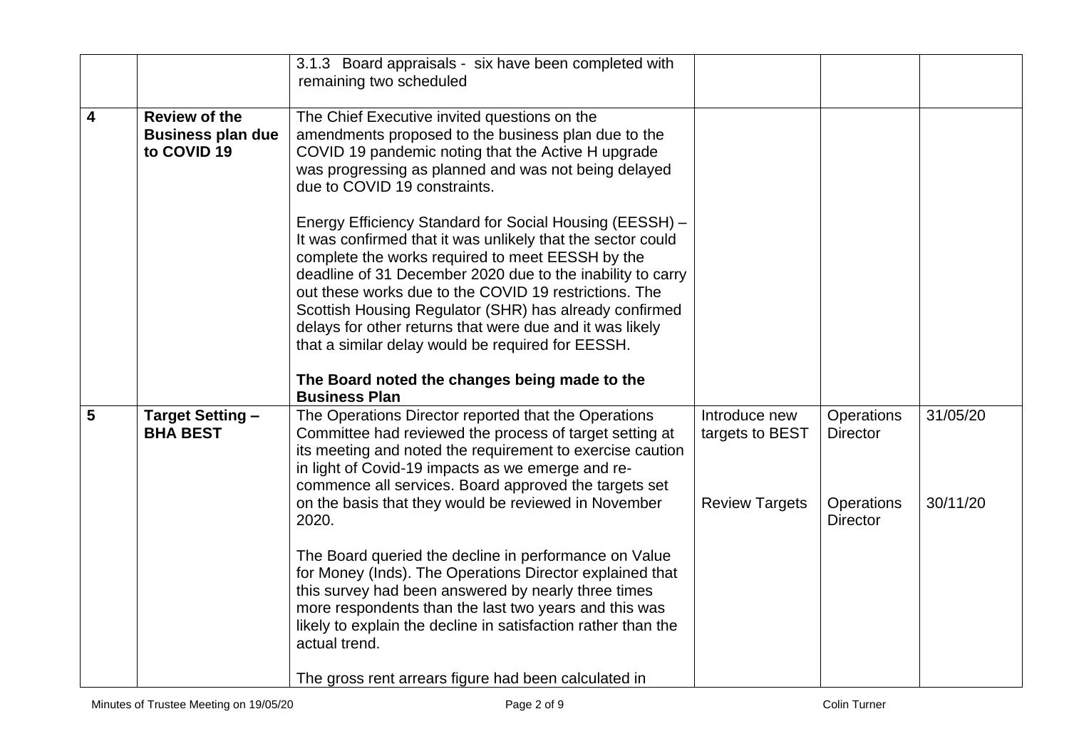|  |  |  |  |  |  |
|---|---|---|---|---|---|
|  |  | 3.1.3 Board appraisals - six have been completed with remaining two scheduled |  |  |  |
| **4** | **Review of the Business plan due to COVID 19** | The Chief Executive invited questions on the amendments proposed to the business plan due to the COVID 19 pandemic noting that the Active H upgrade was progressing as planned and was not being delayed due to COVID 19 constraints.<br><br>Energy Efficiency Standard for Social Housing (EESSH) – It was confirmed that it was unlikely that the sector could complete the works required to meet EESSH by the deadline of 31 December 2020 due to the inability to carry out these works due to the COVID 19 restrictions. The Scottish Housing Regulator (SHR) has already confirmed delays for other returns that were due and it was likely that a similar delay would be required for EESSH.<br><br>**The Board noted the changes being made to the Business Plan** |  |  |  |
| **5** | **Target Setting – BHA BEST** | The Operations Director reported that the Operations Committee had reviewed the process of target setting at its meeting and noted the requirement to exercise caution in light of Covid-19 impacts as we emerge and re-commence all services. Board approved the targets set on the basis that they would be reviewed in November 2020.<br><br>The Board queried the decline in performance on Value for Money (Inds). The Operations Director explained that this survey had been answered by nearly three times more respondents than the last two years and this was likely to explain the decline in satisfaction rather than the actual trend.<br><br>The gross rent arrears figure had been calculated in | Introduce new targets to BEST<br><br>Review Targets | Operations Director<br><br>Operations Director | 31/05/20<br><br>30/11/20 |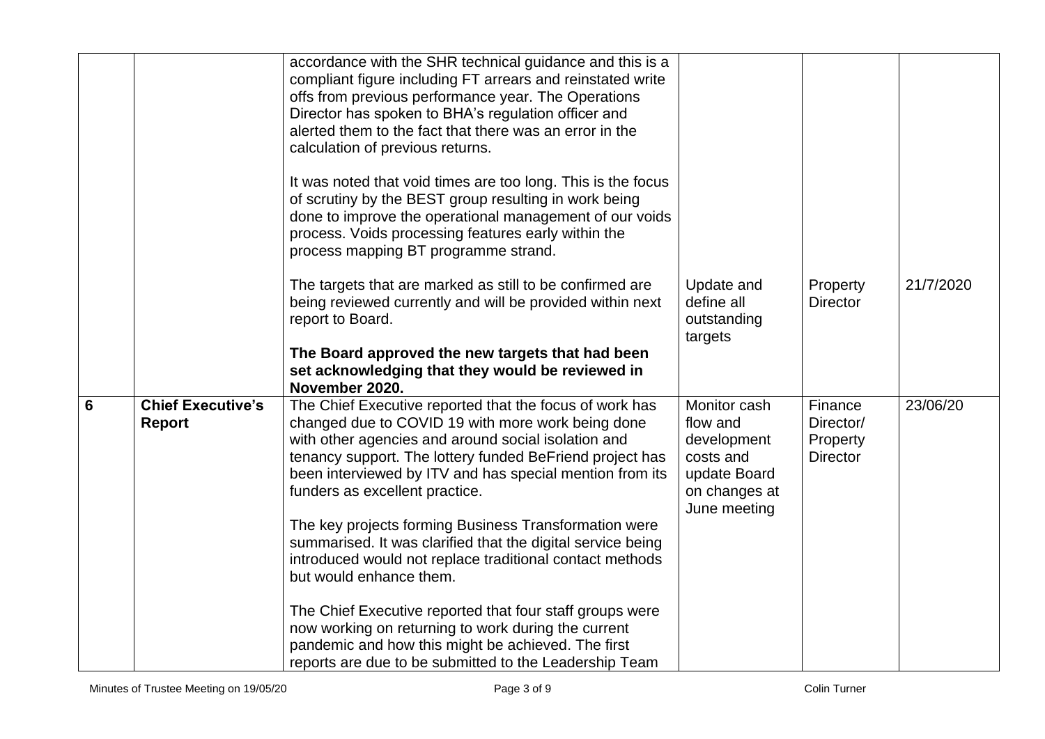| | | | | | |
|---|---|---|---|---|---|
| | | accordance with the SHR technical guidance and this is a compliant figure including FT arrears and reinstated write offs from previous performance year. The Operations Director has spoken to BHA's regulation officer and alerted them to the fact that there was an error in the calculation of previous returns.<br><br>It was noted that void times are too long. This is the focus of scrutiny by the BEST group resulting in work being done to improve the operational management of our voids process. Voids processing features early within the process mapping BT programme strand.<br><br>The targets that are marked as still to be confirmed are being reviewed currently and will be provided within next report to Board.<br><br>**The Board approved the new targets that had been set acknowledging that they would be reviewed in November 2020.** | Update and define all outstanding targets | Property Director | 21/7/2020 |
| **6** | **Chief Executive's Report** | The Chief Executive reported that the focus of work has changed due to COVID 19 with more work being done with other agencies and around social isolation and tenancy support. The lottery funded BeFriend project has been interviewed by ITV and has special mention from its funders as excellent practice.<br><br>The key projects forming Business Transformation were summarised. It was clarified that the digital service being introduced would not replace traditional contact methods but would enhance them.<br><br>The Chief Executive reported that four staff groups were now working on returning to work during the current pandemic and how this might be achieved. The first reports are due to be submitted to the Leadership Team | Monitor cash flow and development costs and update Board on changes at June meeting | Finance Director/ Property Director | 23/06/20 |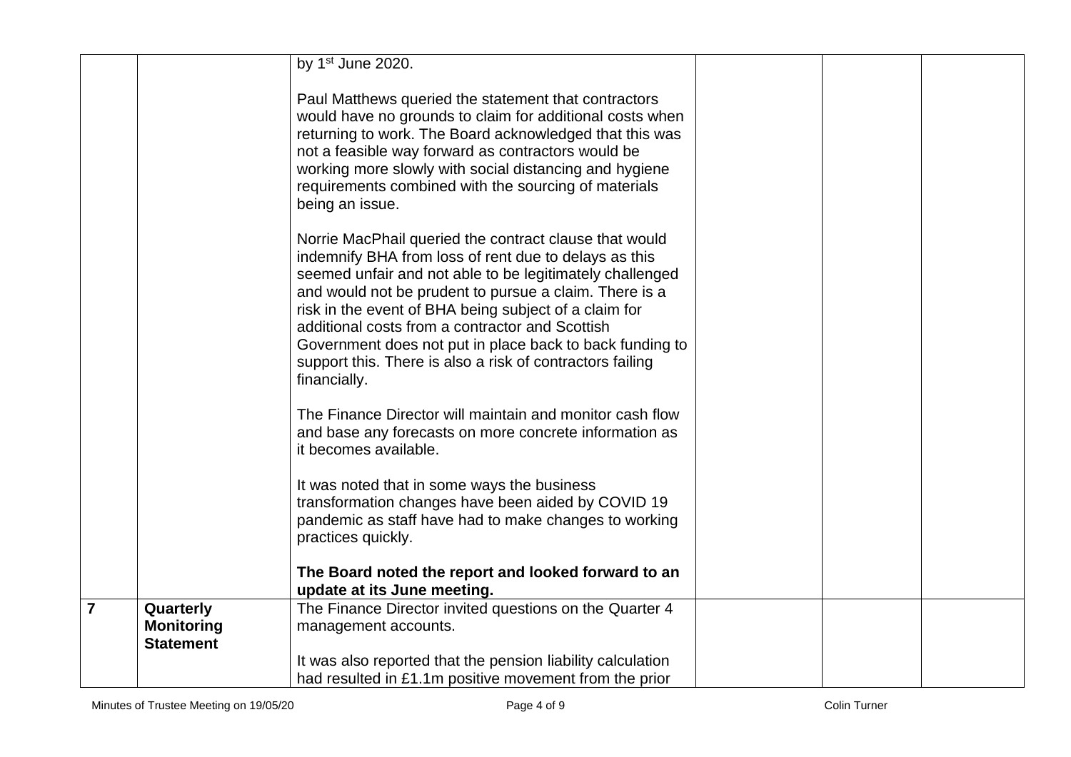| | | | | | |
|---|---|---|---|---|---|
| | | by 1st June 2020.<br><br>Paul Matthews queried the statement that contractors would have no grounds to claim for additional costs when returning to work. The Board acknowledged that this was not a feasible way forward as contractors would be working more slowly with social distancing and hygiene requirements combined with the sourcing of materials being an issue.<br><br>Norrie MacPhail queried the contract clause that would indemnify BHA from loss of rent due to delays as this seemed unfair and not able to be legitimately challenged and would not be prudent to pursue a claim. There is a risk in the event of BHA being subject of a claim for additional costs from a contractor and Scottish Government does not put in place back to back funding to support this. There is also a risk of contractors failing financially.<br><br>The Finance Director will maintain and monitor cash flow and base any forecasts on more concrete information as it becomes available.<br><br>It was noted that in some ways the business transformation changes have been aided by COVID 19 pandemic as staff have had to make changes to working practices quickly.<br><br>**The Board noted the report and looked forward to an update at its June meeting.** | | | |
| **7** | **Quarterly Monitoring Statement** | The Finance Director invited questions on the Quarter 4 management accounts.<br><br>It was also reported that the pension liability calculation had resulted in £1.1m positive movement from the prior | | | |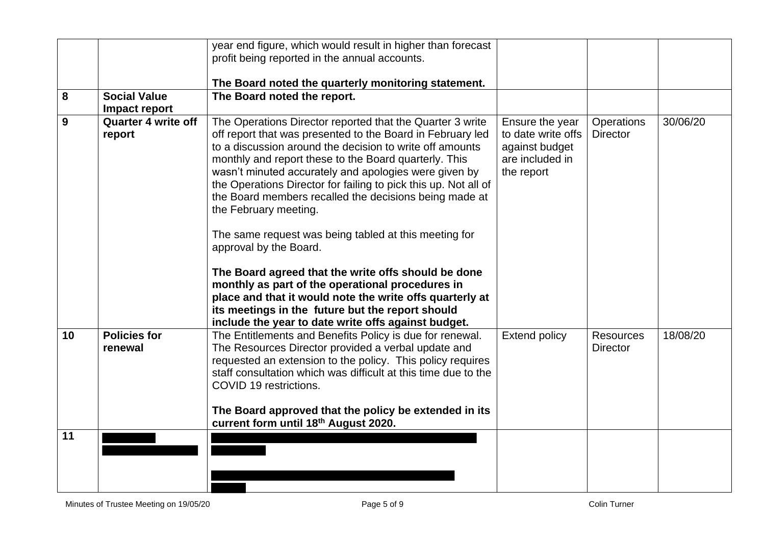| | | | | | |
|---|---|---|---|---|---|
| | | year end figure, which would result in higher than forecast profit being reported in the annual accounts.<br><br>**The Board noted the quarterly monitoring statement.** | | | |
| 8 | **Social Value Impact report** | **The Board noted the report.** | | | |
| 9 | **Quarter 4 write off report** | The Operations Director reported that the Quarter 3 write off report that was presented to the Board in February led to a discussion around the decision to write off amounts monthly and report these to the Board quarterly. This wasn't minuted accurately and apologies were given by the Operations Director for failing to pick this up. Not all of the Board members recalled the decisions being made at the February meeting.<br><br>The same request was being tabled at this meeting for approval by the Board.<br><br>**The Board agreed that the write offs should be done monthly as part of the operational procedures in place and that it would note the write offs quarterly at its meetings in the future but the report should include the year to date write offs against budget.** | Ensure the year to date write offs against budget are included in the report | Operations Director | 30/06/20 |
| 10 | **Policies for renewal** | The Entitlements and Benefits Policy is due for renewal. The Resources Director provided a verbal update and requested an extension to the policy. This policy requires staff consultation which was difficult at this time due to the COVID 19 restrictions.<br><br>**The Board approved that the policy be extended in its current form until 18th August 2020.** | Extend policy | Resources Director | 18/08/20 |
| 11 | | | | | |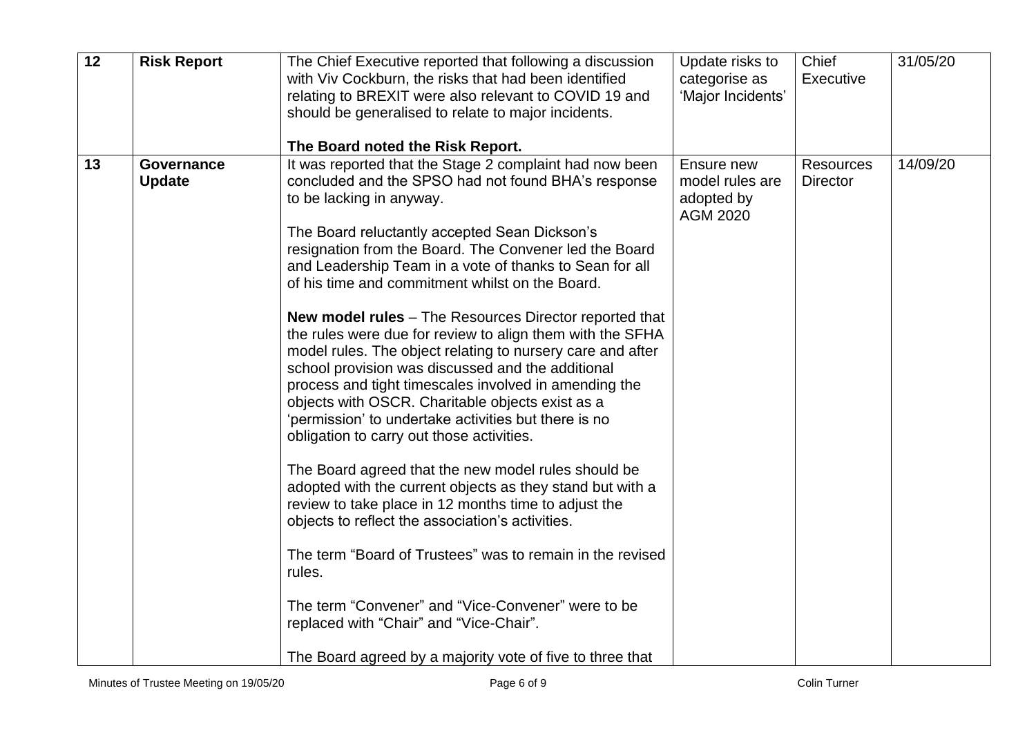| 12 | **Risk Report** | The Chief Executive reported that following a discussion with Viv Cockburn, the risks that had been identified relating to BREXIT were also relevant to COVID 19 and should be generalised to relate to major incidents.<br><br>**The Board noted the Risk Report.** | Update risks to categorise as 'Major Incidents' | Chief Executive | 31/05/20 |
|---|---|---|---|---|---|
| 13 | **Governance Update** | It was reported that the Stage 2 complaint had now been concluded and the SPSO had not found BHA's response to be lacking in anyway.<br><br>The Board reluctantly accepted Sean Dickson's resignation from the Board. The Convener led the Board and Leadership Team in a vote of thanks to Sean for all of his time and commitment whilst on the Board.<br><br>**New model rules** – The Resources Director reported that the rules were due for review to align them with the SFHA model rules. The object relating to nursery care and after school provision was discussed and the additional process and tight timescales involved in amending the objects with OSCR. Charitable objects exist as a 'permission' to undertake activities but there is no obligation to carry out those activities.<br><br>The Board agreed that the new model rules should be adopted with the current objects as they stand but with a review to take place in 12 months time to adjust the objects to reflect the association's activities.<br><br>The term "Board of Trustees" was to remain in the revised rules.<br><br>The term "Convener" and "Vice-Convener" were to be replaced with "Chair" and "Vice-Chair".<br><br>The Board agreed by a majority vote of five to three that | Ensure new model rules are adopted by AGM 2020 | Resources Director | 14/09/20 |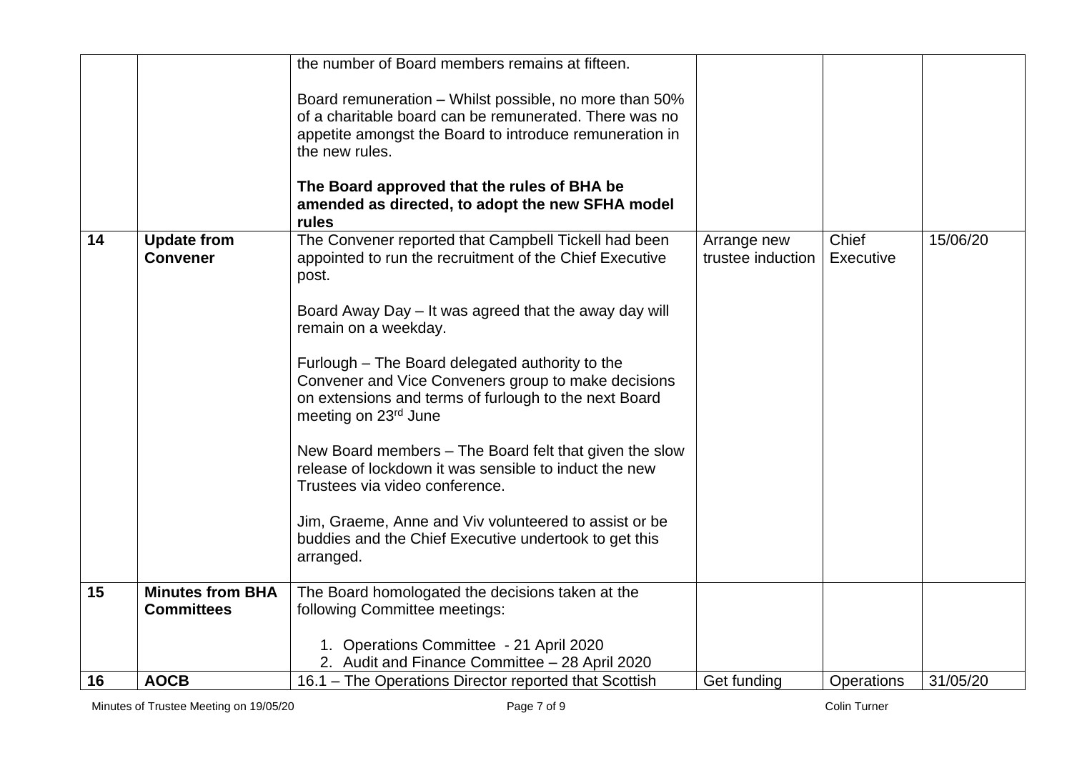|  |  |  |  |  |  |
|---|---|---|---|---|---|
|  |  | the number of Board members remains at fifteen.<br><br>Board remuneration – Whilst possible, no more than 50% of a charitable board can be remunerated. There was no appetite amongst the Board to introduce remuneration in the new rules.<br><br>**The Board approved that the rules of BHA be amended as directed, to adopt the new SFHA model rules** |  |  |  |
| **14** | **Update from Convener** | The Convener reported that Campbell Tickell had been appointed to run the recruitment of the Chief Executive post.<br><br>Board Away Day – It was agreed that the away day will remain on a weekday.<br><br>Furlough – The Board delegated authority to the Convener and Vice Conveners group to make decisions on extensions and terms of furlough to the next Board meeting on 23rd June<br><br>New Board members – The Board felt that given the slow release of lockdown it was sensible to induct the new Trustees via video conference.<br><br>Jim, Graeme, Anne and Viv volunteered to assist or be buddies and the Chief Executive undertook to get this arranged. | Arrange new trustee induction | Chief Executive | 15/06/20 |
| **15** | **Minutes from BHA Committees** | The Board homologated the decisions taken at the following Committee meetings:<br><br>1. Operations Committee - 21 April 2020<br>2. Audit and Finance Committee – 28 April 2020 |  |  |  |
| **16** | **AOCB** | 16.1 – The Operations Director reported that Scottish | Get funding | Operations | 31/05/20 |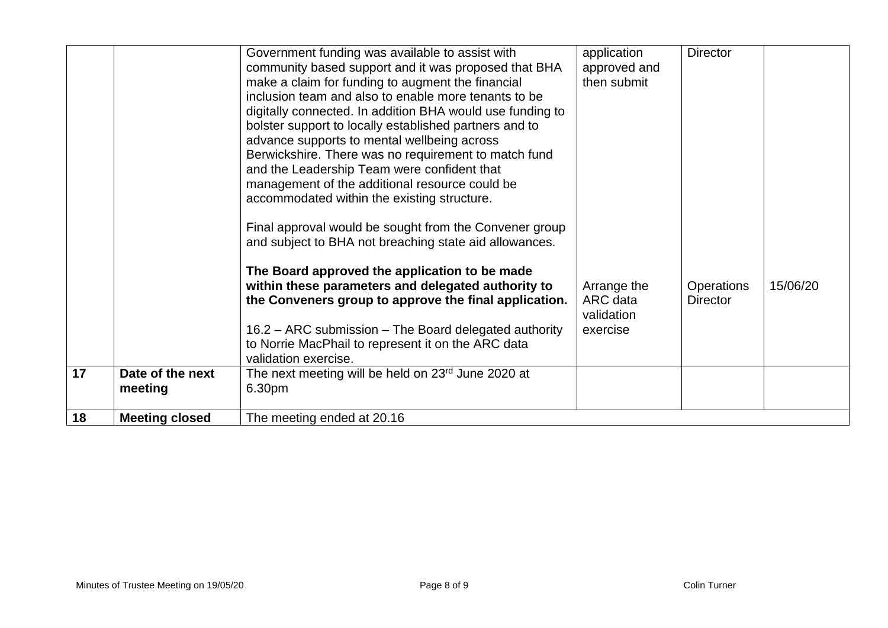| | | | | | |
|---|---|---|---|---|---|
| | | Government funding was available to assist with community based support and it was proposed that BHA make a claim for funding to augment the financial inclusion team and also to enable more tenants to be digitally connected. In addition BHA would use funding to bolster support to locally established partners and to advance supports to mental wellbeing across Berwickshire. There was no requirement to match fund and the Leadership Team were confident that management of the additional resource could be accommodated within the existing structure.<br><br>Final approval would be sought from the Convener group and subject to BHA not breaching state aid allowances.<br><br>**The Board approved the application to be made within these parameters and delegated authority to the Conveners group to approve the final application.**<br><br>16.2 – ARC submission – The Board delegated authority to Norrie MacPhail to represent it on the ARC data validation exercise. | application approved and then submit<br><br>Arrange the ARC data validation exercise | Director<br><br>Operations Director | 15/06/20 |
| **17** | **Date of the next meeting** | The next meeting will be held on 23rd June 2020 at 6.30pm | | | |
| **18** | **Meeting closed** | The meeting ended at 20.16 | | | |